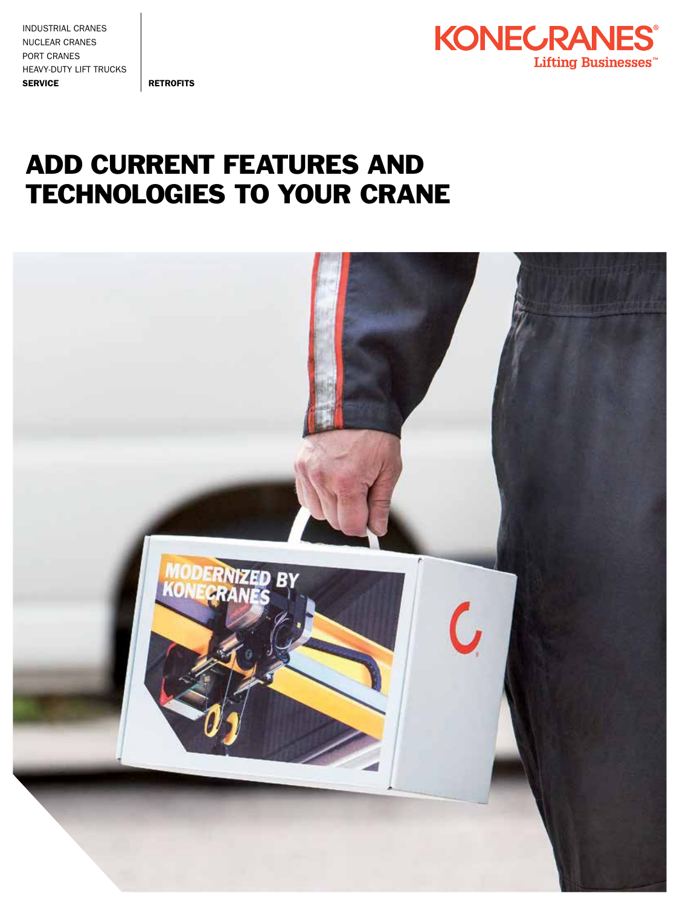INDUSTRIAL CRANES
NUCLEAR CRANES
PORT CRANES
HEAVY-DUTY LIFT TRUCKS
**SERVICE**

**RETROFITS**

KONECRANES®
Lifting Businesses™

# ADD CURRENT FEATURES AND TECHNOLOGIES TO YOUR CRANE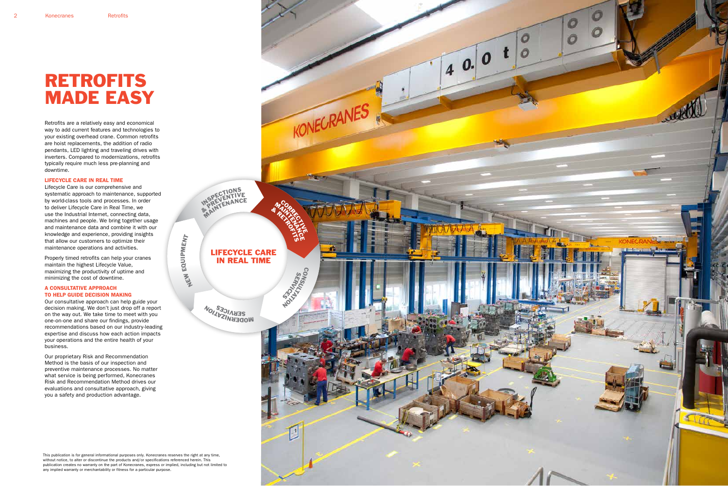# RETROFITS MADE EASY

Retrofits are a relatively easy and economical way to add current features and technologies to your existing overhead crane. Common retrofits are hoist replacements, the addition of radio pendants, LED lighting and traveling drives with inverters. Compared to modernizations, retrofits typically require much less pre-planning and downtime.

## LIFECYCLE CARE IN REAL TIME

Lifecycle Care is our comprehensive and systematic approach to maintenance, supported by world-class tools and processes. In order to deliver Lifecycle Care in Real Time, we use the Industrial Internet, connecting data, machines and people. We bring together usage and maintenance data and combine it with our knowledge and experience, providing insights that allow our customers to optimize their maintenance operations and activities.

Properly timed retrofits can help your cranes maintain the highest Lifecycle Value, maximizing the productivity of uptime and minimizing the cost of downtime.

## A CONSULTATIVE APPROACH TO HELP GUIDE DECISION MAKING

Our consultative approach can help guide your decision making. We don't just drop off a report on the way out. We take time to meet with you one-on-one and share our findings, provide recommendations based on our industry-leading expertise and discuss how each action impacts your operations and the entire health of your business.

Our proprietary Risk and Recommendation Method is the basis of our inspection and preventive maintenance processes. No matter what service is being performed, Konecranes Risk and Recommendation Method drives our evaluations and consultative approach, giving you a safety and production advantage.

LIFECYCLE CARE IN REAL TIME

- INSPECTIONS & PREVENTIVE MAINTENANCE
- CORRECTIVE MAINTENANCE & RETROFITS
- CONSULTATION SERVICES
- MODERNIZATION SERVICES
- NEW EQUIPMENT

This publication is for general informational purposes only. Konecranes reserves the right at any time, without notice, to alter or discontinue the products and/or specifications referenced herein. This publication creates no warranty on the part of Konecranes, express or implied, including but not limited to any implied warranty or merchantability or fitness for a particular purpose.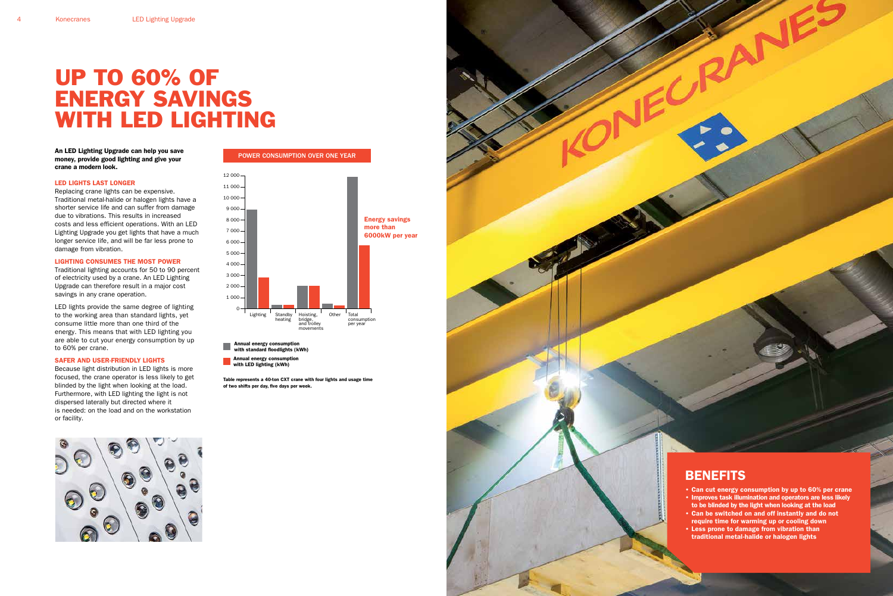# UP TO 60% OF ENERGY SAVINGS WITH LED LIGHTING

**An LED Lighting Upgrade can help you save money, provide good lighting and give your crane a modern look.**

### LED LIGHTS LAST LONGER

Replacing crane lights can be expensive. Traditional metal-halide or halogen lights have a shorter service life and can suffer from damage due to vibrations. This results in increased costs and less efficient operations. With an LED Lighting Upgrade you get lights that have a much longer service life, and will be far less prone to damage from vibration.

### LIGHTING CONSUMES THE MOST POWER

Traditional lighting accounts for 50 to 90 percent of electricity used by a crane. An LED Lighting Upgrade can therefore result in a major cost savings in any crane operation.

LED lights provide the same degree of lighting to the working area than standard lights, yet consume little more than one third of the energy. This means that with LED lighting you are able to cut your energy consumption by up to 60% per crane.

### SAFER AND USER-FRIENDLY LIGHTS

Because light distribution in LED lights is more focused, the crane operator is less likely to get blinded by the light when looking at the load. Furthermore, with LED lighting the light is not dispersed laterally but directed where it is needed: on the load and on the workstation or facility.

**POWER CONSUMPTION OVER ONE YEAR**

Energy savings more than 6000kW per year

Annual energy consumption with standard floodlights (kWh)

Annual energy consumption with LED lighting (kWh)

**Table represents a 40-ton CXT crane with four lights and usage time of two shifts per day, five days per week.**

## BENEFITS

- Can cut energy consumption by up to 60% per crane
- Improves task illumination and operators are less likely to be blinded by the light when looking at the load
- Can be switched on and off instantly and do not require time for warming up or cooling down
- Less prone to damage from vibration than traditional metal-halide or halogen lights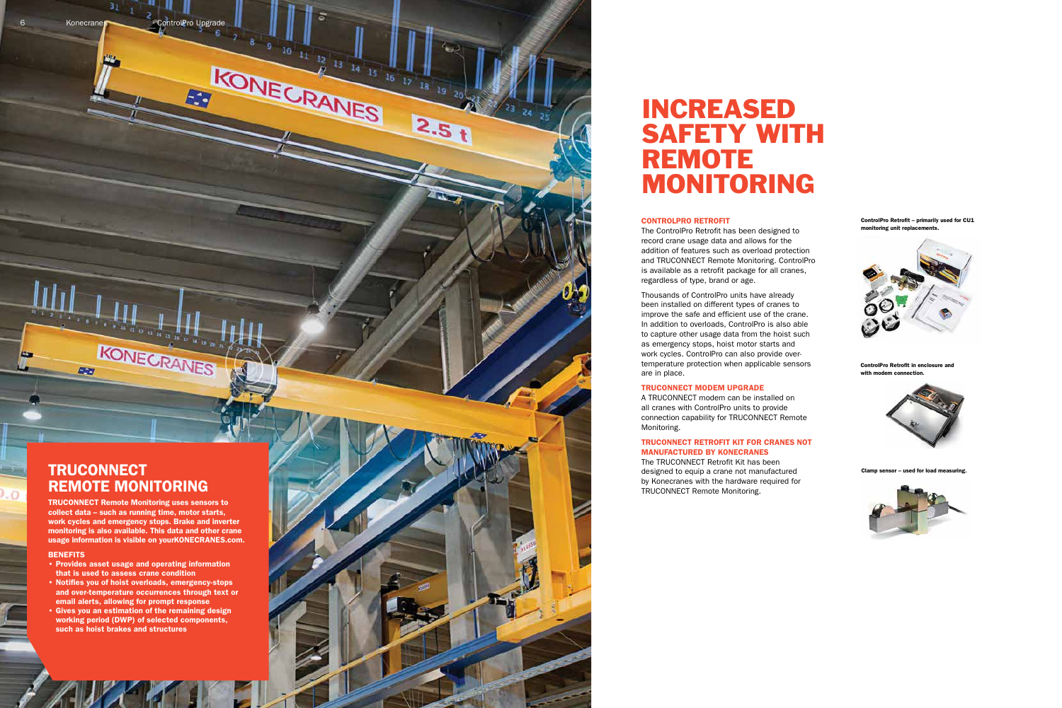## TRUCONNECT REMOTE MONITORING

**TRUCONNECT Remote Monitoring uses sensors to collect data – such as running time, motor starts, work cycles and emergency stops. Brake and inverter monitoring is also available. This data and other crane usage information is visible on yourKONECRANES.com.**

**BENEFITS**

- **Provides asset usage and operating information that is used to assess crane condition**
- **Notifies you of hoist overloads, emergency-stops and over-temperature occurrences through text or email alerts, allowing for prompt response**
- **Gives you an estimation of the remaining design working period (DWP) of selected components, such as hoist brakes and structures**

# INCREASED SAFETY WITH REMOTE MONITORING

### CONTROLPRO RETROFIT

The ControlPro Retrofit has been designed to record crane usage data and allows for the addition of features such as overload protection and TRUCONNECT Remote Monitoring. ControlPro is available as a retrofit package for all cranes, regardless of type, brand or age.

Thousands of ControlPro units have already been installed on different types of cranes to improve the safe and efficient use of the crane. In addition to overloads, ControlPro is also able to capture other usage data from the hoist such as emergency stops, hoist motor starts and work cycles. ControlPro can also provide over-temperature protection when applicable sensors are in place.

### TRUCONNECT MODEM UPGRADE

A TRUCONNECT modem can be installed on all cranes with ControlPro units to provide connection capability for TRUCONNECT Remote Monitoring.

### TRUCONNECT RETROFIT KIT FOR CRANES NOT MANUFACTURED BY KONECRANES

The TRUCONNECT Retrofit Kit has been designed to equip a crane not manufactured by Konecranes with the hardware required for TRUCONNECT Remote Monitoring.

**ControlPro Retrofit – primarily used for CU1 monitoring unit replacements.**

**ControlPro Retrofit in enclosure and with modem connection.**

**Clamp sensor – used for load measuring.**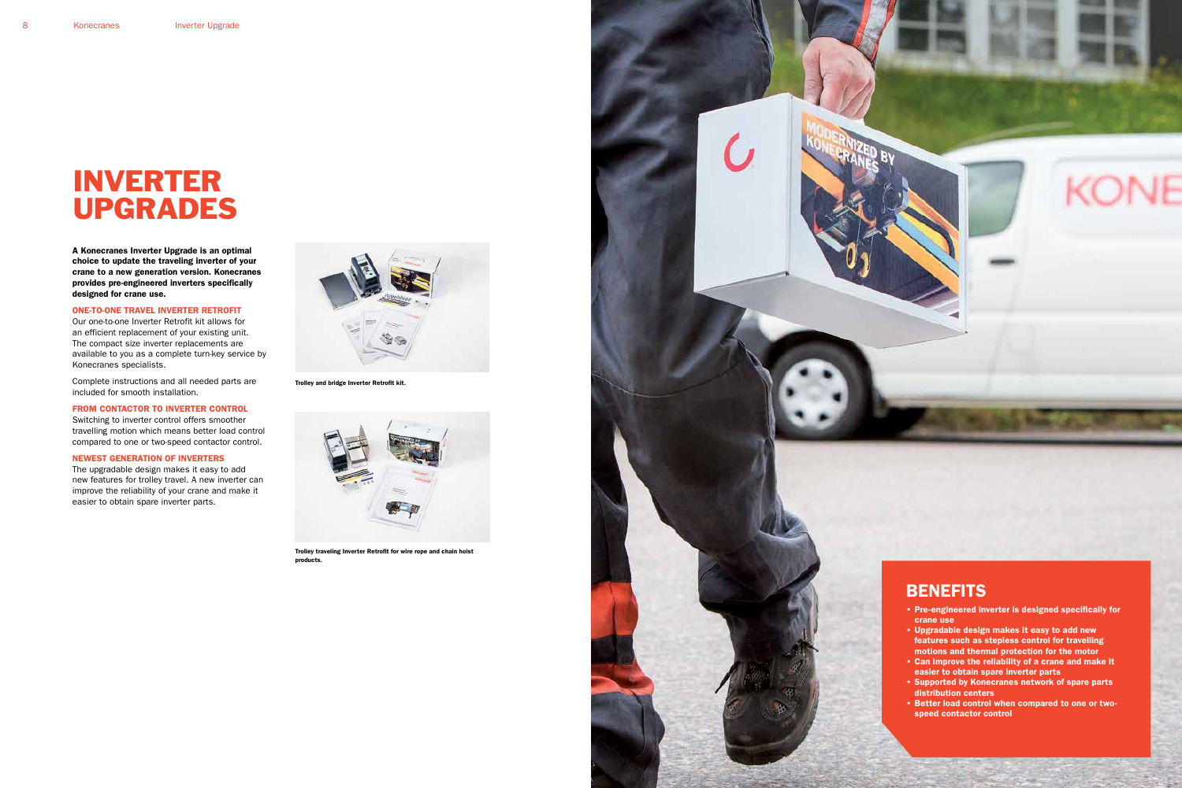# INVERTER UPGRADES

**A Konecranes Inverter Upgrade is an optimal choice to update the traveling inverter of your crane to a new generation version. Konecranes provides pre-engineered inverters specifically designed for crane use.**

## ONE-TO-ONE TRAVEL INVERTER RETROFIT

Our one-to-one Inverter Retrofit kit allows for an efficient replacement of your existing unit. The compact size inverter replacements are available to you as a complete turn-key service by Konecranes specialists.

Complete instructions and all needed parts are included for smooth installation.

## FROM CONTACTOR TO INVERTER CONTROL

Switching to inverter control offers smoother travelling motion which means better load control compared to one or two-speed contactor control.

## NEWEST GENERATION OF INVERTERS

The upgradable design makes it easy to add new features for trolley travel. A new inverter can improve the reliability of your crane and make it easier to obtain spare inverter parts.

**Trolley and bridge Inverter Retrofit kit.**

**Trolley traveling Inverter Retrofit for wire rope and chain hoist products.**

## BENEFITS

- **Pre-engineered inverter is designed specifically for crane use**
- **Upgradable design makes it easy to add new features such as stepless control for travelling motions and thermal protection for the motor**
- **Can improve the reliability of a crane and make it easier to obtain spare inverter parts**
- **Supported by Konecranes network of spare parts distribution centers**
- **Better load control when compared to one or two-speed contactor control**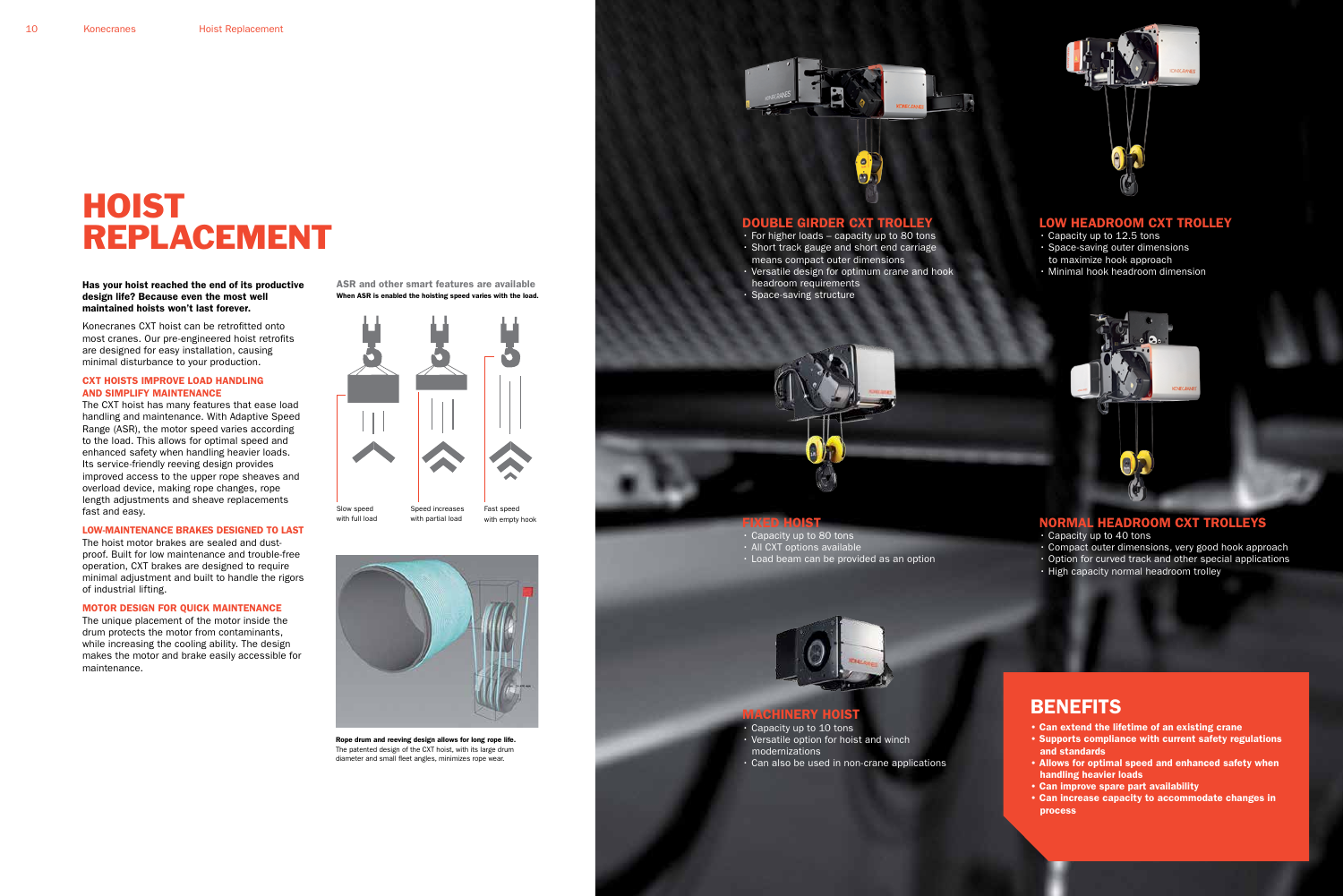# HOIST REPLACEMENT

**Has your hoist reached the end of its productive design life? Because even the most well maintained hoists won't last forever.**

Konecranes CXT hoist can be retrofitted onto most cranes. Our pre-engineered hoist retrofits are designed for easy installation, causing minimal disturbance to your production.

### CXT HOISTS IMPROVE LOAD HANDLING AND SIMPLIFY MAINTENANCE

The CXT hoist has many features that ease load handling and maintenance. With Adaptive Speed Range (ASR), the motor speed varies according to the load. This allows for optimal speed and enhanced safety when handling heavier loads. Its service-friendly reeving design provides improved access to the upper rope sheaves and overload device, making rope changes, rope length adjustments and sheave replacements fast and easy.

### LOW-MAINTENANCE BRAKES DESIGNED TO LAST

The hoist motor brakes are sealed and dust-proof. Built for low maintenance and trouble-free operation, CXT brakes are designed to require minimal adjustment and built to handle the rigors of industrial lifting.

### MOTOR DESIGN FOR QUICK MAINTENANCE

The unique placement of the motor inside the drum protects the motor from contaminants, while increasing the cooling ability. The design makes the motor and brake easily accessible for maintenance.

**ASR and other smart features are available**
**When ASR is enabled the hoisting speed varies with the load.**

Slow speed with full load

Speed increases with partial load

Fast speed with empty hook

**Rope drum and reeving design allows for long rope life.** The patented design of the CXT hoist, with its large drum diameter and small fleet angles, minimizes rope wear.

### DOUBLE GIRDER CXT TROLLEY

- For higher loads – capacity up to 80 tons
- Short track gauge and short end carriage means compact outer dimensions
- Versatile design for optimum crane and hook headroom requirements
- Space-saving structure

### LOW HEADROOM CXT TROLLEY

- Capacity up to 12.5 tons
- Space-saving outer dimensions to maximize hook approach
- Minimal hook headroom dimension

### FIXED HOIST

- Capacity up to 80 tons
- All CXT options available
- Load beam can be provided as an option

### NORMAL HEADROOM CXT TROLLEYS

- Capacity up to 40 tons
- Compact outer dimensions, very good hook approach
- Option for curved track and other special applications
- High capacity normal headroom trolley

### MACHINERY HOIST

- Capacity up to 10 tons
- Versatile option for hoist and winch modernizations
- Can also be used in non-crane applications

## BENEFITS

- **Can extend the lifetime of an existing crane**
- **Supports compliance with current safety regulations and standards**
- **Allows for optimal speed and enhanced safety when handling heavier loads**
- **Can improve spare part availability**
- **Can increase capacity to accommodate changes in process**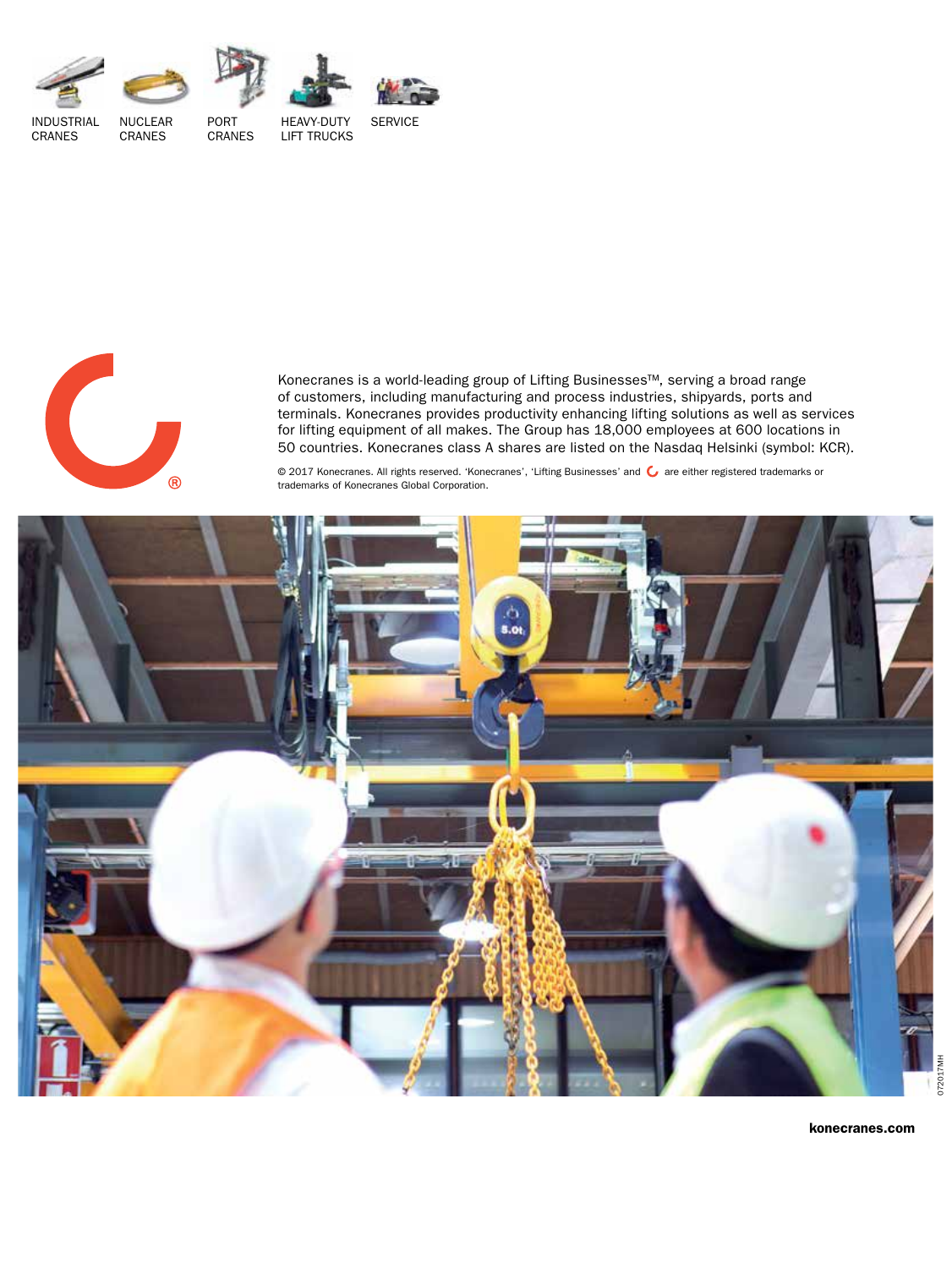INDUSTRIAL CRANES

NUCLEAR CRANES

PORT CRANES

HEAVY-DUTY LIFT TRUCKS

SERVICE

Konecranes is a world-leading group of Lifting Businesses™, serving a broad range of customers, including manufacturing and process industries, shipyards, ports and terminals. Konecranes provides productivity enhancing lifting solutions as well as services for lifting equipment of all makes. The Group has 18,000 employees at 600 locations in 50 countries. Konecranes class A shares are listed on the Nasdaq Helsinki (symbol: KCR).

© 2017 Konecranes. All rights reserved. 'Konecranes', 'Lifting Businesses' and are either registered trademarks or trademarks of Konecranes Global Corporation.

072017MH

**konecranes.com**